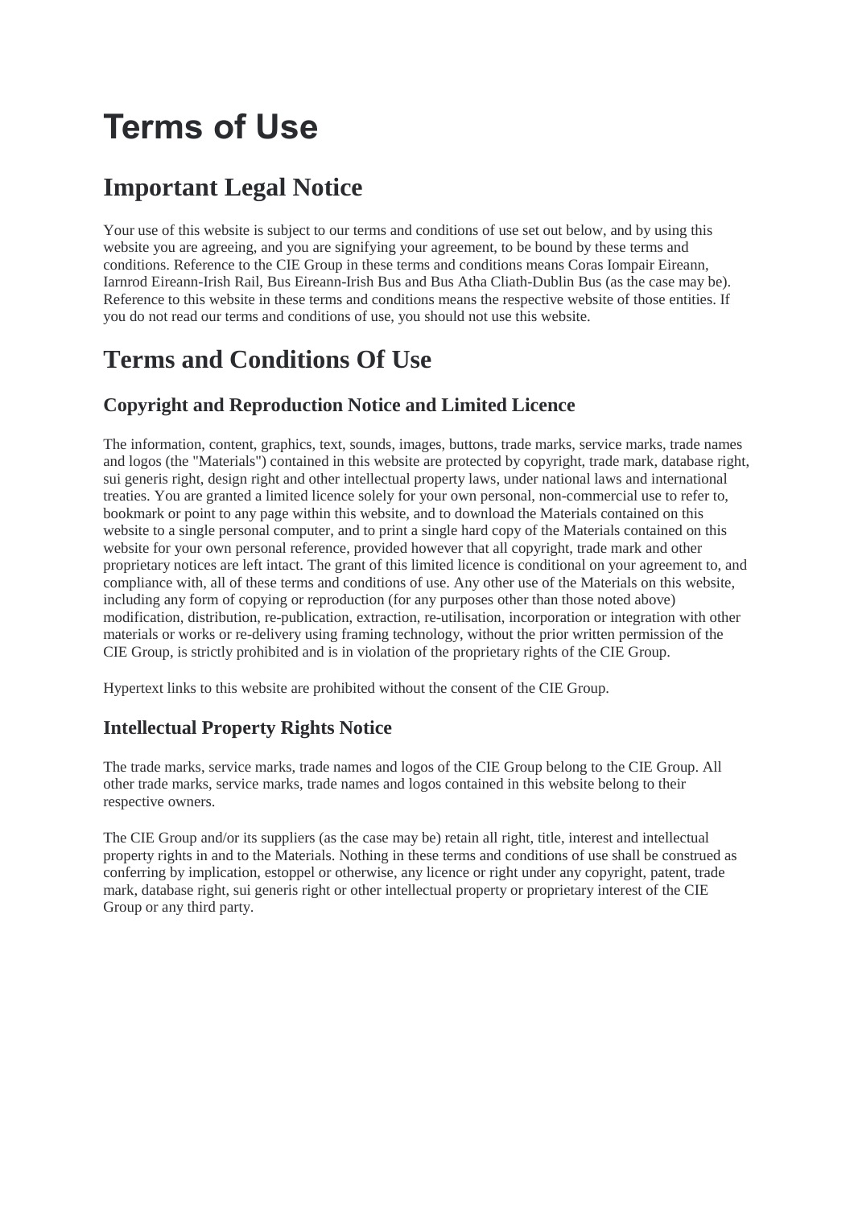# Terms of Use

## Important Legal Notice

Your use of this website is subject to our terms and conditions of use set out below, and by using this website you are agreeing, and you are signifying your agreement, to be bound by these terms and conditions. Reference to the CIE Group in these terms and conditions means Coras Iompair Eireann, Iarnrod Eireann-Irish Rail, Bus Eireann-Irish Bus and Bus Atha Cliath-Dublin Bus (as the case may be). Reference to this website in these terms and conditions means the respective website of those entities. If you do not read our terms and conditions of use, you should not use this website.

## Terms and Conditions Of Use

### Copyright and Reproduction Notice and Limited Licence

The information, content, graphics, text, sounds, images, buttons, trade marks, service marks, trade names and logos (the "Materials") contained in this website are protected by copyright, trade mark, database right, sui generis right, design right and other intellectual property laws, under national laws and international treaties. You are granted a limited licence solely for your own personal, non-commercial use to refer to, bookmark or point to any page within this website, and to download the Materials contained on this website to a single personal computer, and to print a single hard copy of the Materials contained on this website for your own personal reference, provided however that all copyright, trade mark and other proprietary notices are left intact. The grant of this limited licence is conditional on your agreement to, and compliance with, all of these terms and conditions of use. Any other use of the Materials on this website, including any form of copying or reproduction (for any purposes other than those noted above) modification, distribution, re-publication, extraction, re-utilisation, incorporation or integration with other materials or works or re-delivery using framing technology, without the prior written permission of the CIE Group, is strictly prohibited and is in violation of the proprietary rights of the CIE Group.

Hypertext links to this website are prohibited without the consent of the CIE Group.

### Intellectual Property Rights Notice

The trade marks, service marks, trade names and logos of the CIE Group belong to the CIE Group. All other trade marks, service marks, trade names and logos contained in this website belong to their respective owners.

The CIE Group and/or its suppliers (as the case may be) retain all right, title, interest and intellectual property rights in and to the Materials. Nothing in these terms and conditions of use shall be construed as conferring by implication, estoppel or otherwise, any licence or right under any copyright, patent, trade mark, database right, sui generis right or other intellectual property or proprietary interest of the CIE Group or any third party.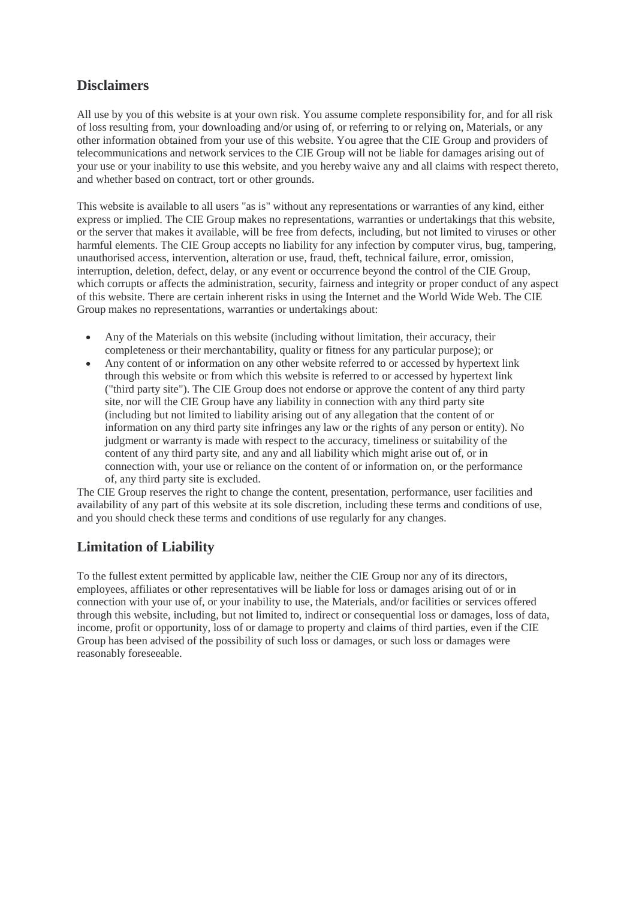## Disclaimers

All use by you of this website is at your own risk. You assume complete responsibility for, and for all risk of loss resulting from, your downloading and/or using of, or referring to or relying on, Materials, or any other information obtained from your use of this website. You agree that the CIE Group and providers of telecommunications and network services to the CIE Group will not be liable for damages arising out of your use or your inability to use this website, and you hereby waive any and all claims with respect thereto, and whether based on contract, tort or other grounds.

This website is available to all users "as is" without any representations or warranties of any kind, either express or implied. The CIE Group makes no representations, warranties or undertakings that this website, or the server that makes it available, will be free from defects, including, but not limited to viruses or other harmful elements. The CIE Group accepts no liability for any infection by computer virus, bug, tampering, unauthorised access, intervention, alteration or use, fraud, theft, technical failure, error, omission, interruption, deletion, defect, delay, or any event or occurrence beyond the control of the CIE Group, which corrupts or affects the administration, security, fairness and integrity or proper conduct of any aspect of this website. There are certain inherent risks in using the Internet and the World Wide Web. The CIE Group makes no representations, warranties or undertakings about:

- Any of the Materials on this website (including without limitation, their accuracy, their completeness or their merchantability, quality or fitness for any particular purpose); or
- Any content of or information on any other website referred to or accessed by hypertext link through this website or from which this website is referred to or accessed by hypertext link ("third party site"). The CIE Group does not endorse or approve the content of any third party site, nor will the CIE Group have any liability in connection with any third party site (including but not limited to liability arising out of any allegation that the content of or information on any third party site infringes any law or the rights of any person or entity). No judgment or warranty is made with respect to the accuracy, timeliness or suitability of the content of any third party site, and any and all liability which might arise out of, or in connection with, your use or reliance on the content of or information on, or the performance of, any third party site is excluded.

The CIE Group reserves the right to change the content, presentation, performance, user facilities and availability of any part of this website at its sole discretion, including these terms and conditions of use, and you should check these terms and conditions of use regularly for any changes.

## Limitation of Liability

To the fullest extent permitted by applicable law, neither the CIE Group nor any of its directors, employees, affiliates or other representatives will be liable for loss or damages arising out of or in connection with your use of, or your inability to use, the Materials, and/or facilities or services offered through this website, including, but not limited to, indirect or consequential loss or damages, loss of data, income, profit or opportunity, loss of or damage to property and claims of third parties, even if the CIE Group has been advised of the possibility of such loss or damages, or such loss or damages were reasonably foreseeable.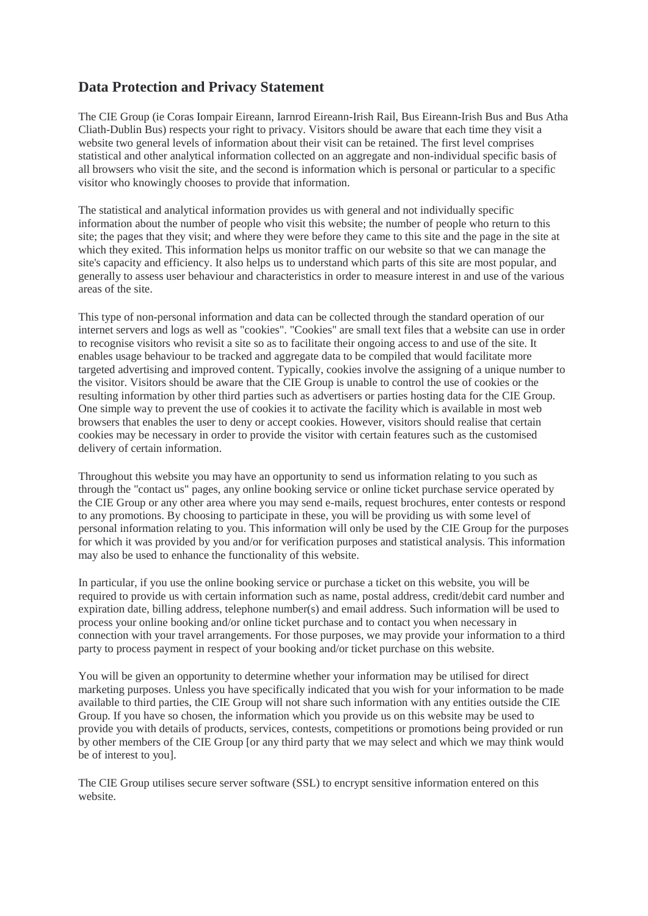## Data Protection and Privacy Statement

The CIE Group (ie Coras Iompair Eireann, Iarnrod Eireann-Irish Rail, Bus Eireann-Irish Bus and Bus Atha Cliath-Dublin Bus) respects your right to privacy. Visitors should be aware that each time they visit a website two general levels of information about their visit can be retained. The first level comprises statistical and other analytical information collected on an aggregate and non-individual specific basis of all browsers who visit the site, and the second is information which is personal or particular to a specific visitor who knowingly chooses to provide that information.

The statistical and analytical information provides us with general and not individually specific information about the number of people who visit this website; the number of people who return to this site; the pages that they visit; and where they were before they came to this site and the page in the site at which they exited. This information helps us monitor traffic on our website so that we can manage the site's capacity and efficiency. It also helps us to understand which parts of this site are most popular, and generally to assess user behaviour and characteristics in order to measure interest in and use of the various areas of the site.

This type of non-personal information and data can be collected through the standard operation of our internet servers and logs as well as "cookies". "Cookies" are small text files that a website can use in order to recognise visitors who revisit a site so as to facilitate their ongoing access to and use of the site. It enables usage behaviour to be tracked and aggregate data to be compiled that would facilitate more targeted advertising and improved content. Typically, cookies involve the assigning of a unique number to the visitor. Visitors should be aware that the CIE Group is unable to control the use of cookies or the resulting information by other third parties such as advertisers or parties hosting data for the CIE Group. One simple way to prevent the use of cookies it to activate the facility which is available in most web browsers that enables the user to deny or accept cookies. However, visitors should realise that certain cookies may be necessary in order to provide the visitor with certain features such as the customised delivery of certain information.

Throughout this website you may have an opportunity to send us information relating to you such as through the "contact us" pages, any online booking service or online ticket purchase service operated by the CIE Group or any other area where you may send e-mails, request brochures, enter contests or respond to any promotions. By choosing to participate in these, you will be providing us with some level of personal information relating to you. This information will only be used by the CIE Group for the purposes for which it was provided by you and/or for verification purposes and statistical analysis. This information may also be used to enhance the functionality of this website.

In particular, if you use the online booking service or purchase a ticket on this website, you will be required to provide us with certain information such as name, postal address, credit/debit card number and expiration date, billing address, telephone number(s) and email address. Such information will be used to process your online booking and/or online ticket purchase and to contact you when necessary in connection with your travel arrangements. For those purposes, we may provide your information to a third party to process payment in respect of your booking and/or ticket purchase on this website.

You will be given an opportunity to determine whether your information may be utilised for direct marketing purposes. Unless you have specifically indicated that you wish for your information to be made available to third parties, the CIE Group will not share such information with any entities outside the CIE Group. If you have so chosen, the information which you provide us on this website may be used to provide you with details of products, services, contests, competitions or promotions being provided or run by other members of the CIE Group [or any third party that we may select and which we may think would be of interest to you].

The CIE Group utilises secure server software (SSL) to encrypt sensitive information entered on this website.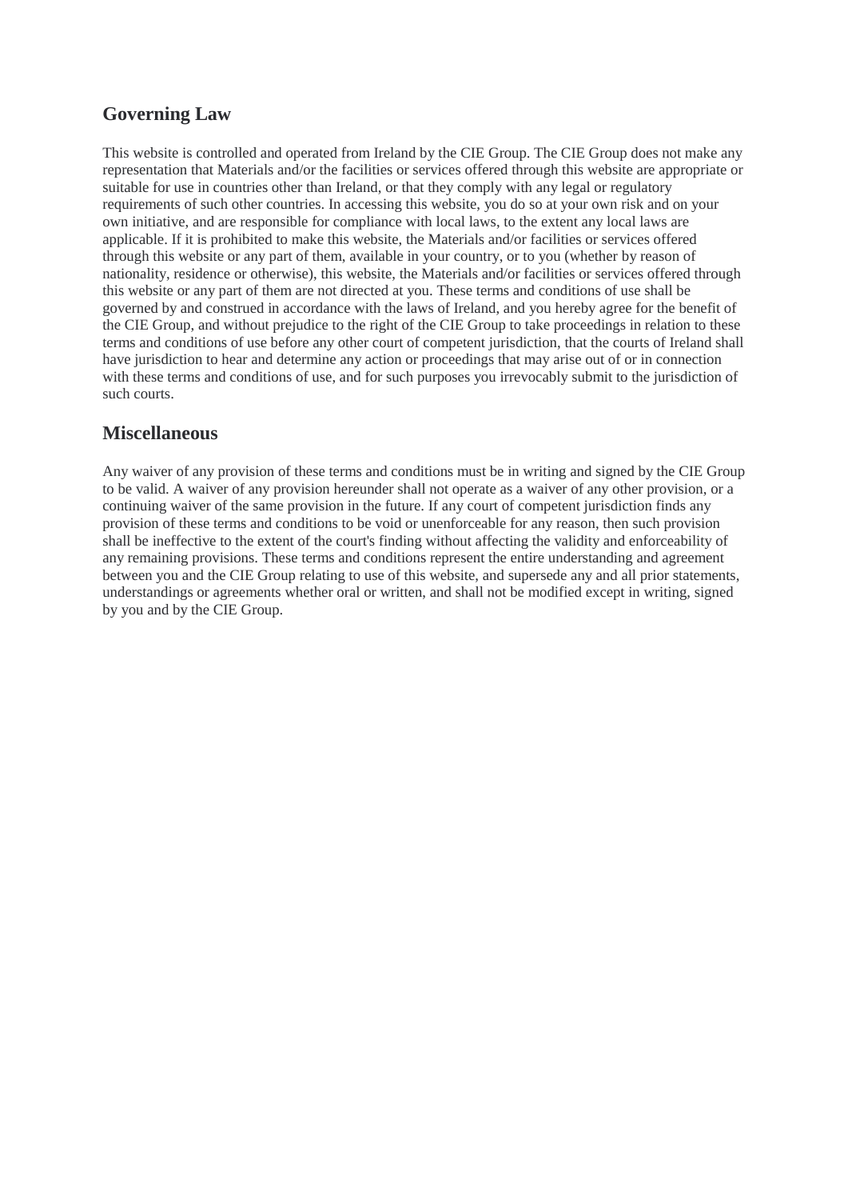## Governing Law

This website is controlled and operated from Ireland by the CIE Group. The CIE Group does not make any representation that Materials and/or the facilities or services offered through this website are appropriate or suitable for use in countries other than Ireland, or that they comply with any legal or regulatory requirements of such other countries. In accessing this website, you do so at your own risk and on your own initiative, and are responsible for compliance with local laws, to the extent any local laws are applicable. If it is prohibited to make this website, the Materials and/or facilities or services offered through this website or any part of them, available in your country, or to you (whether by reason of nationality, residence or otherwise), this website, the Materials and/or facilities or services offered through this website or any part of them are not directed at you. These terms and conditions of use shall be governed by and construed in accordance with the laws of Ireland, and you hereby agree for the benefit of the CIE Group, and without prejudice to the right of the CIE Group to take proceedings in relation to these terms and conditions of use before any other court of competent jurisdiction, that the courts of Ireland shall have jurisdiction to hear and determine any action or proceedings that may arise out of or in connection with these terms and conditions of use, and for such purposes you irrevocably submit to the jurisdiction of such courts.

## Miscellaneous

Any waiver of any provision of these terms and conditions must be in writing and signed by the CIE Group to be valid. A waiver of any provision hereunder shall not operate as a waiver of any other provision, or a continuing waiver of the same provision in the future. If any court of competent jurisdiction finds any provision of these terms and conditions to be void or unenforceable for any reason, then such provision shall be ineffective to the extent of the court's finding without affecting the validity and enforceability of any remaining provisions. These terms and conditions represent the entire understanding and agreement between you and the CIE Group relating to use of this website, and supersede any and all prior statements, understandings or agreements whether oral or written, and shall not be modified except in writing, signed by you and by the CIE Group.